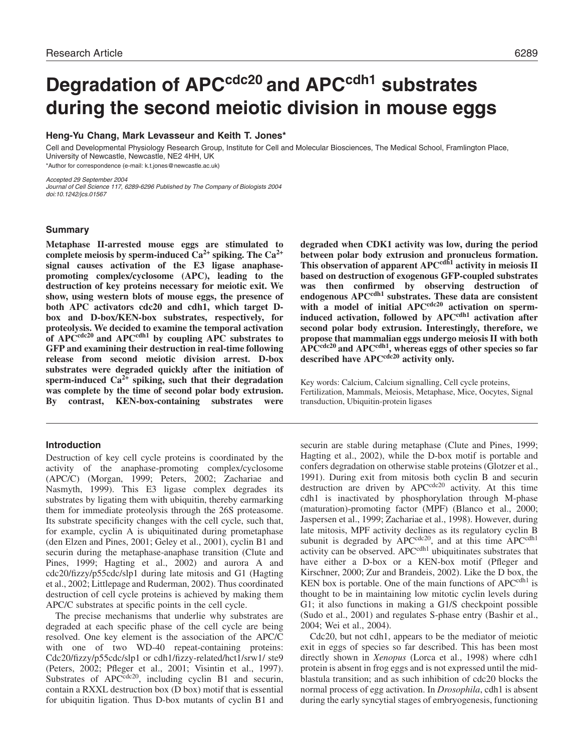Research Article

# Degradation of $APC^{cdc20}$ and $APC^{cdh1}$ substrates during the second meiotic division in mouse eggs

**Heng-Yu Chang, Mark Levasseur and Keith T. Jones***

Cell and Developmental Physiology Research Group, Institute for Cell and Molecular Biosciences, The Medical School, Framlington Place, University of Newcastle, Newcastle, NE2 4HH, UK

*Author for correspondence (e-mail: k.t.jones@newcastle.ac.uk)

*Accepted 29 September 2004*
*Journal of Cell Science 117, 6289-6296 Published by The Company of Biologists 2004*
*doi:10.1242/jcs.01567*

## Summary

**Metaphase II-arrested mouse eggs are stimulated to complete meiosis by sperm-induced $Ca^{2+}$ spiking. The $Ca^{2+}$ signal causes activation of the E3 ligase anaphase-promoting complex/cyclosome (APC), leading to the destruction of key proteins necessary for meiotic exit. We show, using western blots of mouse eggs, the presence of both APC activators cdc20 and cdh1, which target D-box and D-box/KEN-box substrates, respectively, for proteolysis. We decided to examine the temporal activation of $APC^{cdc20}$ and $APC^{cdh1}$ by coupling APC substrates to GFP and examining their destruction in real-time following release from second meiotic division arrest. D-box substrates were degraded quickly after the initiation of sperm-induced $Ca^{2+}$ spiking, such that their degradation was complete by the time of second polar body extrusion. By contrast, KEN-box-containing substrates were degraded when CDK1 activity was low, during the period between polar body extrusion and pronucleus formation. This observation of apparent $APC^{cdh1}$ activity in meiosis II based on destruction of exogenous GFP-coupled substrates was then confirmed by observing destruction of endogenous $APC^{cdh1}$ substrates. These data are consistent with a model of initial $APC^{cdc20}$ activation on sperm-induced activation, followed by $APC^{cdh1}$ activation after second polar body extrusion. Interestingly, therefore, we propose that mammalian eggs undergo meiosis II with both $APC^{cdc20}$ and $APC^{cdh1}$, whereas eggs of other species so far described have $APC^{cdc20}$ activity only.**

Key words: Calcium, Calcium signalling, Cell cycle proteins, Fertilization, Mammals, Meiosis, Metaphase, Mice, Oocytes, Signal transduction, Ubiquitin-protein ligases

## Introduction

Destruction of key cell cycle proteins is coordinated by the activity of the anaphase-promoting complex/cyclosome (APC/C) (Morgan, 1999; Peters, 2002; Zachariae and Nasmyth, 1999). This E3 ligase complex degrades its substrates by ligating them with ubiquitin, thereby earmarking them for immediate proteolysis through the 26S proteasome. Its substrate specificity changes with the cell cycle, such that, for example, cyclin A is ubiquitinated during prometaphase (den Elzen and Pines, 2001; Geley et al., 2001), cyclin B1 and securin during the metaphase-anaphase transition (Clute and Pines, 1999; Hagting et al., 2002) and aurora A and cdc20/fizzy/p55cdc/slp1 during late mitosis and G1 (Hagting et al., 2002; Littlepage and Ruderman, 2002). Thus coordinated destruction of cell cycle proteins is achieved by making them APC/C substrates at specific points in the cell cycle.

The precise mechanisms that underlie why substrates are degraded at each specific phase of the cell cycle are being resolved. One key element is the association of the APC/C with one of two WD-40 repeat-containing proteins: Cdc20/fizzy/p55cdc/slp1 or cdh1/fizzy-related/hct1/srw1/ ste9 (Peters, 2002; Pfleger et al., 2001; Visintin et al., 1997). Substrates of $APC^{cdc20}$, including cyclin B1 and securin, contain a RXXL destruction box (D box) motif that is essential for ubiquitin ligation. Thus D-box mutants of cyclin B1 and securin are stable during metaphase (Clute and Pines, 1999; Hagting et al., 2002), while the D-box motif is portable and confers degradation on otherwise stable proteins (Glotzer et al., 1991). During exit from mitosis both cyclin B and securin destruction are driven by $APC^{cdc20}$ activity. At this time cdh1 is inactivated by phosphorylation through M-phase (maturation)-promoting factor (MPF) (Blanco et al., 2000; Jaspersen et al., 1999; Zachariae et al., 1998). However, during late mitosis, MPF activity declines as its regulatory cyclin B subunit is degraded by $APC^{cdc20}$, and at this time $APC^{cdh1}$ activity can be observed. $APC^{cdh1}$ ubiquitinates substrates that have either a D-box or a KEN-box motif (Pfleger and Kirschner, 2000; Zur and Brandeis, 2002). Like the D box, the KEN box is portable. One of the main functions of $APC^{cdh1}$ is thought to be in maintaining low mitotic cyclin levels during G1; it also functions in making a G1/S checkpoint possible (Sudo et al., 2001) and regulates S-phase entry (Bashir et al., 2004; Wei et al., 2004).

Cdc20, but not cdh1, appears to be the mediator of meiotic exit in eggs of species so far described. This has been most directly shown in *Xenopus* (Lorca et al., 1998) where cdh1 protein is absent in frog eggs and is not expressed until the mid-blastula transition; and as such inhibition of cdc20 blocks the normal process of egg activation. In *Drosophila*, cdh1 is absent during the early syncytial stages of embryogenesis, functioning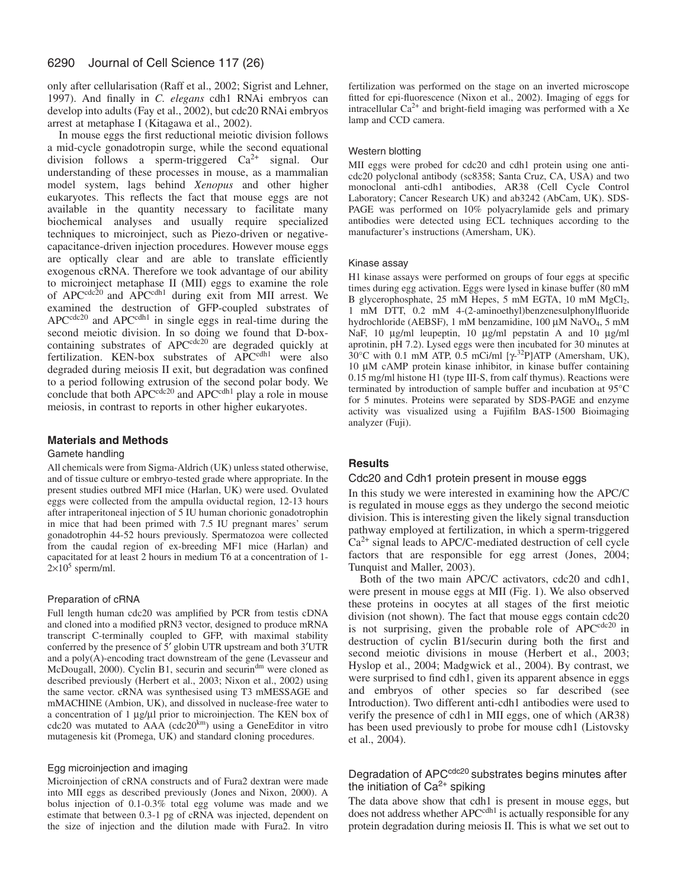only after cellularisation (Raff et al., 2002; Sigrist and Lehner, 1997). And finally in *C. elegans* cdh1 RNAi embryos can develop into adults (Fay et al., 2002), but cdc20 RNAi embryos arrest at metaphase I (Kitagawa et al., 2002).

In mouse eggs the first reductional meiotic division follows a mid-cycle gonadotropin surge, while the second equational division follows a sperm-triggered $Ca^{2+}$ signal. Our understanding of these processes in mouse, as a mammalian model system, lags behind *Xenopus* and other higher eukaryotes. This reflects the fact that mouse eggs are not available in the quantity necessary to facilitate many biochemical analyses and usually require specialized techniques to microinject, such as Piezo-driven or negative-capacitance-driven injection procedures. However mouse eggs are optically clear and are able to translate efficiently exogenous cRNA. Therefore we took advantage of our ability to microinject metaphase II (MII) eggs to examine the role of $APC^{cdc20}$ and $APC^{cdh1}$ during exit from MII arrest. We examined the destruction of GFP-coupled substrates of $APC^{cdc20}$ and $APC^{cdh1}$ in single eggs in real-time during the second meiotic division. In so doing we found that D-box-containing substrates of $APC^{cdc20}$ are degraded quickly at fertilization. KEN-box substrates of $APC^{cdh1}$ were also degraded during meiosis II exit, but degradation was confined to a period following extrusion of the second polar body. We conclude that both $APC^{cdc20}$ and $APC^{cdh1}$ play a role in mouse meiosis, in contrast to reports in other higher eukaryotes.

## Materials and Methods

### Gamete handling

All chemicals were from Sigma-Aldrich (UK) unless stated otherwise, and of tissue culture or embryo-tested grade where appropriate. In the present studies outbred MFI mice (Harlan, UK) were used. Ovulated eggs were collected from the ampulla oviductal region, 12-13 hours after intraperitoneal injection of 5 IU human chorionic gonadotrophin in mice that had been primed with 7.5 IU pregnant mares' serum gonadotrophin 44-52 hours previously. Spermatozoa were collected from the caudal region of ex-breeding MF1 mice (Harlan) and capacitated for at least 2 hours in medium T6 at a concentration of 1-$2\times10^5$ sperm/ml.

### Preparation of cRNA

Full length human cdc20 was amplified by PCR from testis cDNA and cloned into a modified pRN3 vector, designed to produce mRNA transcript C-terminally coupled to GFP, with maximal stability conferred by the presence of 5′ globin UTR upstream and both 3′UTR and a poly(A)-encoding tract downstream of the gene (Levasseur and McDougall, 2000). Cyclin B1, securin and $securin^{dm}$ were cloned as described previously (Herbert et al., 2003; Nixon et al., 2002) using the same vector. cRNA was synthesised using T3 mMESSAGE and mMACHINE (Ambion, UK), and dissolved in nuclease-free water to a concentration of 1 μg/μl prior to microinjection. The KEN box of cdc20 was mutated to AAA ($cdc20^{km}$) using a GeneEditor in vitro mutagenesis kit (Promega, UK) and standard cloning procedures.

### Egg microinjection and imaging

Microinjection of cRNA constructs and of Fura2 dextran were made into MII eggs as described previously (Jones and Nixon, 2000). A bolus injection of 0.1-0.3% total egg volume was made and we estimate that between 0.3-1 pg of cRNA was injected, dependent on the size of injection and the dilution made with Fura2. In vitro fertilization was performed on the stage on an inverted microscope fitted for epi-fluorescence (Nixon et al., 2002). Imaging of eggs for intracellular $Ca^{2+}$ and bright-field imaging was performed with a Xe lamp and CCD camera.

### Western blotting

MII eggs were probed for cdc20 and cdh1 protein using one anti-cdc20 polyclonal antibody (sc8358; Santa Cruz, CA, USA) and two monoclonal anti-cdh1 antibodies, AR38 (Cell Cycle Control Laboratory; Cancer Research UK) and ab3242 (AbCam, UK). SDS-PAGE was performed on 10% polyacrylamide gels and primary antibodies were detected using ECL techniques according to the manufacturer's instructions (Amersham, UK).

### Kinase assay

H1 kinase assays were performed on groups of four eggs at specific times during egg activation. Eggs were lysed in kinase buffer (80 mM B glycerophosphate, 25 mM Hepes, 5 mM EGTA, 10 mM $MgCl_2$, 1 mM DTT, 0.2 mM 4-(2-aminoethyl)benzenesulphonylfluoride hydrochloride (AEBSF), 1 mM benzamidine, 100 μM $NaVO_4$, 5 mM NaF, 10 μg/ml leupeptin, 10 μg/ml pepstatin A and 10 μg/ml aprotinin, pH 7.2). Lysed eggs were then incubated for 30 minutes at 30°C with 0.1 mM ATP, 0.5 mCi/ml [$\gamma$-$^{32}$P]ATP (Amersham, UK), 10 μM cAMP protein kinase inhibitor, in kinase buffer containing 0.15 mg/ml histone H1 (type III-S, from calf thymus). Reactions were terminated by introduction of sample buffer and incubation at 95°C for 5 minutes. Proteins were separated by SDS-PAGE and enzyme activity was visualized using a Fujifilm BAS-1500 Bioimaging analyzer (Fuji).

## Results

### Cdc20 and Cdh1 protein present in mouse eggs

In this study we were interested in examining how the APC/C is regulated in mouse eggs as they undergo the second meiotic division. This is interesting given the likely signal transduction pathway employed at fertilization, in which a sperm-triggered $Ca^{2+}$ signal leads to APC/C-mediated destruction of cell cycle factors that are responsible for egg arrest (Jones, 2004; Tunquist and Maller, 2003).

Both of the two main APC/C activators, cdc20 and cdh1, were present in mouse eggs at MII (Fig. 1). We also observed these proteins in oocytes at all stages of the first meiotic division (not shown). The fact that mouse eggs contain cdc20 is not surprising, given the probable role of $APC^{cdc20}$ in destruction of cyclin B1/securin during both the first and second meiotic divisions in mouse (Herbert et al., 2003; Hyslop et al., 2004; Madgwick et al., 2004). By contrast, we were surprised to find cdh1, given its apparent absence in eggs and embryos of other species so far described (see Introduction). Two different anti-cdh1 antibodies were used to verify the presence of cdh1 in MII eggs, one of which (AR38) has been used previously to probe for mouse cdh1 (Listovsky et al., 2004).

### Degradation of $APC^{cdc20}$ substrates begins minutes after the initiation of $Ca^{2+}$ spiking

The data above show that cdh1 is present in mouse eggs, but does not address whether $APC^{cdh1}$ is actually responsible for any protein degradation during meiosis II. This is what we set out to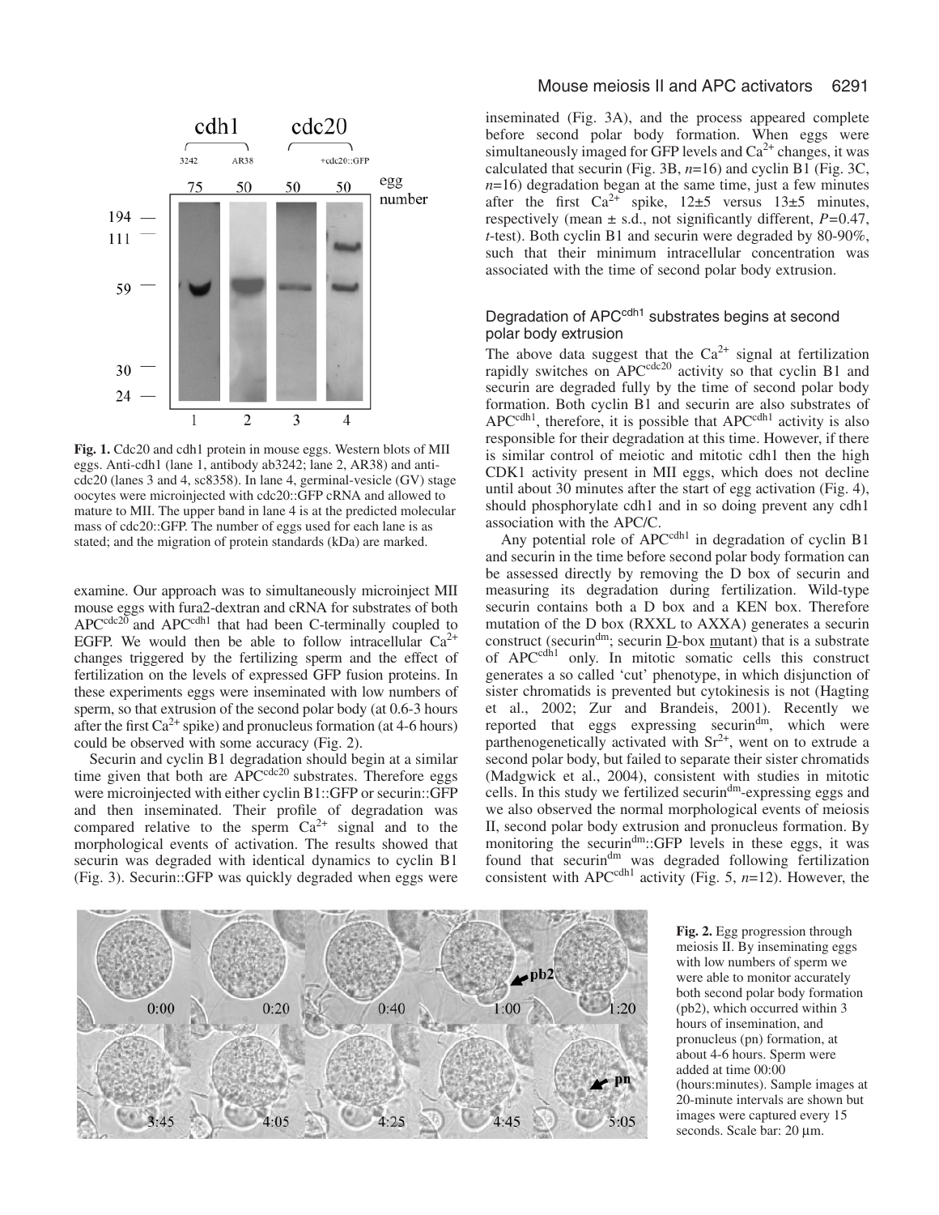**Fig. 1.** Cdc20 and cdh1 protein in mouse eggs. Western blots of MII eggs. Anti-cdh1 (lane 1, antibody ab3242; lane 2, AR38) and anti-cdc20 (lanes 3 and 4, sc8358). In lane 4, germinal-vesicle (GV) stage oocytes were microinjected with cdc20::GFP cRNA and allowed to mature to MII. The upper band in lane 4 is at the predicted molecular mass of cdc20::GFP. The number of eggs used for each lane is as stated; and the migration of protein standards (kDa) are marked.

examine. Our approach was to simultaneously microinject MII mouse eggs with fura2-dextran and cRNA for substrates of both $APC^{cdc20}$ and $APC^{cdh1}$ that had been C-terminally coupled to EGFP. We would then be able to follow intracellular $Ca^{2+}$ changes triggered by the fertilizing sperm and the effect of fertilization on the levels of expressed GFP fusion proteins. In these experiments eggs were inseminated with low numbers of sperm, so that extrusion of the second polar body (at 0.6-3 hours after the first $Ca^{2+}$ spike) and pronucleus formation (at 4-6 hours) could be observed with some accuracy (Fig. 2).

Securin and cyclin B1 degradation should begin at a similar time given that both are $APC^{cdc20}$ substrates. Therefore eggs were microinjected with either cyclin B1::GFP or securin::GFP and then inseminated. Their profile of degradation was compared relative to the sperm $Ca^{2+}$ signal and to the morphological events of activation. The results showed that securin was degraded with identical dynamics to cyclin B1 (Fig. 3). Securin::GFP was quickly degraded when eggs were inseminated (Fig. 3A), and the process appeared complete before second polar body formation. When eggs were simultaneously imaged for GFP levels and $Ca^{2+}$ changes, it was calculated that securin (Fig. 3B, $n$=16) and cyclin B1 (Fig. 3C, $n$=16) degradation began at the same time, just a few minutes after the first $Ca^{2+}$ spike, 12±5 versus 13±5 minutes, respectively (mean ± s.d., not significantly different, $P$=0.47, $t$-test). Both cyclin B1 and securin were degraded by 80-90%, such that their minimum intracellular concentration was associated with the time of second polar body extrusion.

## Degradation of $APC^{cdh1}$ substrates begins at second polar body extrusion

The above data suggest that the $Ca^{2+}$ signal at fertilization rapidly switches on $APC^{cdc20}$ activity so that cyclin B1 and securin are degraded fully by the time of second polar body formation. Both cyclin B1 and securin are also substrates of $APC^{cdh1}$, therefore, it is possible that $APC^{cdh1}$ activity is also responsible for their degradation at this time. However, if there is similar control of meiotic and mitotic cdh1 then the high CDK1 activity present in MII eggs, which does not decline until about 30 minutes after the start of egg activation (Fig. 4), should phosphorylate cdh1 and in so doing prevent any cdh1 association with the APC/C.

Any potential role of $APC^{cdh1}$ in degradation of cyclin B1 and securin in the time before second polar body formation can be assessed directly by removing the D box of securin and measuring its degradation during fertilization. Wild-type securin contains both a D box and a KEN box. Therefore mutation of the D box (RXXL to AXXA) generates a securin construct (securin$^{dm}$; securin D-box mutant) that is a substrate of $APC^{cdh1}$ only. In mitotic somatic cells this construct generates a so called 'cut' phenotype, in which disjunction of sister chromatids is prevented but cytokinesis is not (Hagting et al., 2002; Zur and Brandeis, 2001). Recently we reported that eggs expressing securin$^{dm}$, which were parthenogenetically activated with $Sr^{2+}$, went on to extrude a second polar body, but failed to separate their sister chromatids (Madgwick et al., 2004), consistent with studies in mitotic cells. In this study we fertilized securin$^{dm}$-expressing eggs and we also observed the normal morphological events of meiosis II, second polar body extrusion and pronucleus formation. By monitoring the securin$^{dm}$::GFP levels in these eggs, it was found that securin$^{dm}$ was degraded following fertilization consistent with $APC^{cdh1}$ activity (Fig. 5, $n$=12). However, the

**Fig. 2.** Egg progression through meiosis II. By inseminating eggs with low numbers of sperm we were able to monitor accurately both second polar body formation (pb2), which occurred within 3 hours of insemination, and pronucleus (pn) formation, at about 4-6 hours. Sperm were added at time 00:00 (hours:minutes). Sample images at 20-minute intervals are shown but images were captured every 15 seconds. Scale bar: 20 μm.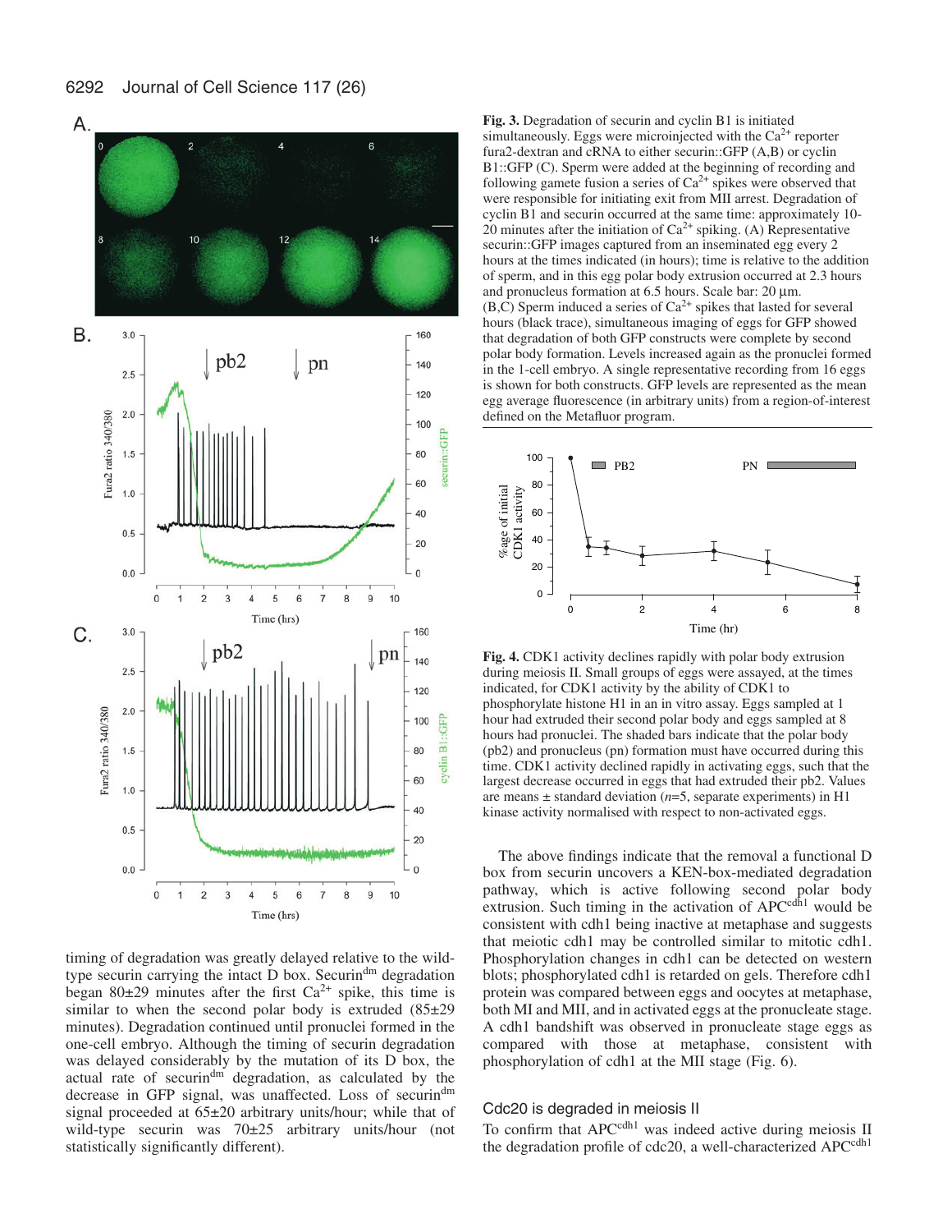**Fig. 3.** Degradation of securin and cyclin B1 is initiated simultaneously. Eggs were microinjected with the $Ca^{2+}$ reporter fura2-dextran and cRNA to either securin::GFP (A,B) or cyclin B1::GFP (C). Sperm were added at the beginning of recording and following gamete fusion a series of $Ca^{2+}$ spikes were observed that were responsible for initiating exit from MII arrest. Degradation of cyclin B1 and securin occurred at the same time: approximately 10-20 minutes after the initiation of $Ca^{2+}$ spiking. (A) Representative securin::GFP images captured from an inseminated egg every 2 hours at the times indicated (in hours); time is relative to the addition of sperm, and in this egg polar body extrusion occurred at 2.3 hours and pronucleus formation at 6.5 hours. Scale bar: 20 μm. (B,C) Sperm induced a series of $Ca^{2+}$ spikes that lasted for several hours (black trace), simultaneous imaging of eggs for GFP showed that degradation of both GFP constructs were complete by second polar body formation. Levels increased again as the pronuclei formed in the 1-cell embryo. A single representative recording from 16 eggs is shown for both constructs. GFP levels are represented as the mean egg average fluorescence (in arbitrary units) from a region-of-interest defined on the Metafluor program.

**Fig. 4.** CDK1 activity declines rapidly with polar body extrusion during meiosis II. Small groups of eggs were assayed, at the times indicated, for CDK1 activity by the ability of CDK1 to phosphorylate histone H1 in an in vitro assay. Eggs sampled at 1 hour had extruded their second polar body and eggs sampled at 8 hours had pronuclei. The shaded bars indicate that the polar body (pb2) and pronucleus (pn) formation must have occurred during this time. CDK1 activity declined rapidly in activating eggs, such that the largest decrease occurred in eggs that had extruded their pb2. Values are means ± standard deviation (*n*=5, separate experiments) in H1 kinase activity normalised with respect to non-activated eggs.

timing of degradation was greatly delayed relative to the wild-type securin carrying the intact D box. Securin[dm] degradation began 80±29 minutes after the first $Ca^{2+}$ spike, this time is similar to when the second polar body is extruded (85±29 minutes). Degradation continued until pronuclei formed in the one-cell embryo. Although the timing of securin degradation was delayed considerably by the mutation of its D box, the actual rate of securin[dm] degradation, as calculated by the decrease in GFP signal, was unaffected. Loss of securin[dm] signal proceeded at 65±20 arbitrary units/hour; while that of wild-type securin was 70±25 arbitrary units/hour (not statistically significant different).

The above findings indicate that the removal a functional D box from securin uncovers a KEN-box-mediated degradation pathway, which is active following second polar body extrusion. Such timing in the activation of APC[cdh1] would be consistent with cdh1 being inactive at metaphase and suggests that meiotic cdh1 may be controlled similar to mitotic cdh1. Phosphorylation changes in cdh1 can be detected on western blots; phosphorylated cdh1 is retarded on gels. Therefore cdh1 protein was compared between eggs and oocytes at metaphase, both MI and MII, and in activated eggs at the pronucleate stage. A cdh1 bandshift was observed in pronucleate stage eggs as compared with those at metaphase, consistent with phosphorylation of cdh1 at the MII stage (Fig. 6).

### Cdc20 is degraded in meiosis II

To confirm that APC[cdh1] was indeed active during meiosis II the degradation profile of cdc20, a well-characterized APC[cdh1]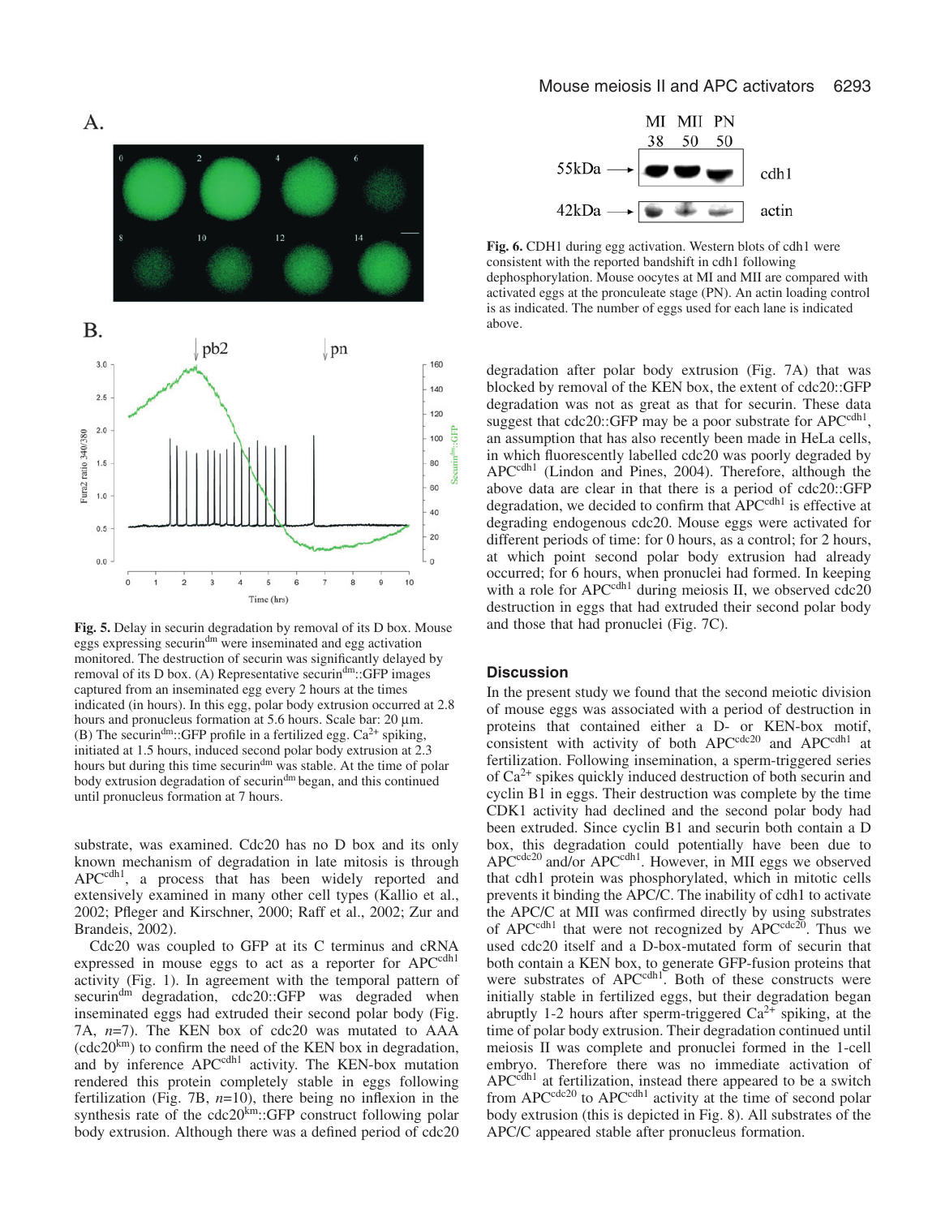**Fig. 5.** Delay in securin degradation by removal of its D box. Mouse eggs expressing securin$^{dm}$ were inseminated and egg activation monitored. The destruction of securin was significantly delayed by removal of its D box. (A) Representative securin$^{dm}$::GFP images captured from an inseminated egg every 2 hours at the times indicated (in hours). In this egg, polar body extrusion occurred at 2.8 hours and pronucleus formation at 5.6 hours. Scale bar: 20 µm. (B) The securin$^{dm}$::GFP profile in a fertilized egg. $Ca^{2+}$ spiking, initiated at 1.5 hours, induced second polar body extrusion at 2.3 hours but during this time securin$^{dm}$ was stable. At the time of polar body extrusion degradation of securin$^{dm}$ began, and this continued until pronucleus formation at 7 hours.

substrate, was examined. Cdc20 has no D box and its only known mechanism of degradation in late mitosis is through APC$^{cdh1}$, a process that has been widely reported and extensively examined in many other cell types (Kallio et al., 2002; Pfleger and Kirschner, 2000; Raff et al., 2002; Zur and Brandeis, 2002).

Cdc20 was coupled to GFP at its C terminus and cRNA expressed in mouse eggs to act as a reporter for APC$^{cdh1}$ activity (Fig. 1). In agreement with the temporal pattern of securin$^{dm}$ degradation, cdc20::GFP was degraded when inseminated eggs had extruded their second polar body (Fig. 7A, $n$=7). The KEN box of cdc20 was mutated to AAA (cdc20$^{km}$) to confirm the need of the KEN box in degradation, and by inference APC$^{cdh1}$ activity. The KEN-box mutation rendered this protein completely stable in eggs following fertilization (Fig. 7B, $n$=10), there being no inflexion in the synthesis rate of the cdc20$^{km}$::GFP construct following polar body extrusion. Although there was a defined period of cdc20 degradation after polar body extrusion (Fig. 7A) that was blocked by removal of the KEN box, the extent of cdc20::GFP degradation was not as great as that for securin. These data suggest that cdc20::GFP may be a poor substrate for APC$^{cdh1}$, an assumption that has also recently been made in HeLa cells, in which fluorescently labelled cdc20 was poorly degraded by APC$^{cdh1}$ (Lindon and Pines, 2004). Therefore, although the above data are clear in that there is a period of cdc20::GFP degradation, we decided to confirm that APC$^{cdh1}$ is effective at degrading endogenous cdc20. Mouse eggs were activated for different periods of time: for 0 hours, as a control; for 2 hours, at which point second polar body extrusion had already occurred; for 6 hours, when pronuclei had formed. In keeping with a role for APC$^{cdh1}$ during meiosis II, we observed cdc20 destruction in eggs that had extruded their second polar body and those that had pronuclei (Fig. 7C).

**Fig. 6.** CDH1 during egg activation. Western blots of cdh1 were consistent with the reported bandshift in cdh1 following dephosphorylation. Mouse oocytes at MI and MII are compared with activated eggs at the pronculeate stage (PN). An actin loading control is as indicated. The number of eggs used for each lane is indicated above.

## Discussion

In the present study we found that the second meiotic division of mouse eggs was associated with a period of destruction in proteins that contained either a D- or KEN-box motif, consistent with activity of both APC$^{cdc20}$ and APC$^{cdh1}$ at fertilization. Following insemination, a sperm-triggered series of $Ca^{2+}$ spikes quickly induced destruction of both securin and cyclin B1 in eggs. Their destruction was complete by the time CDK1 activity had declined and the second polar body had been extruded. Since cyclin B1 and securin both contain a D box, this degradation could potentially have been due to APC$^{cdc20}$ and/or APC$^{cdh1}$. However, in MII eggs we observed that cdh1 protein was phosphorylated, which in mitotic cells prevents it binding the APC/C. The inability of cdh1 to activate the APC/C at MII was confirmed directly by using substrates of APC$^{cdh1}$ that were not recognized by APC$^{cdc20}$. Thus we used cdc20 itself and a D-box-mutated form of securin that both contain a KEN box, to generate GFP-fusion proteins that were substrates of APC$^{cdh1}$. Both of these constructs were initially stable in fertilized eggs, but their degradation began abruptly 1-2 hours after sperm-triggered $Ca^{2+}$ spiking, at the time of polar body extrusion. Their degradation continued until meiosis II was complete and pronuclei formed in the 1-cell embryo. Therefore there was no immediate activation of APC$^{cdh1}$ at fertilization, instead there appeared to be a switch from APC$^{cdc20}$ to APC$^{cdh1}$ activity at the time of second polar body extrusion (this is depicted in Fig. 8). All substrates of the APC/C appeared stable after pronucleus formation.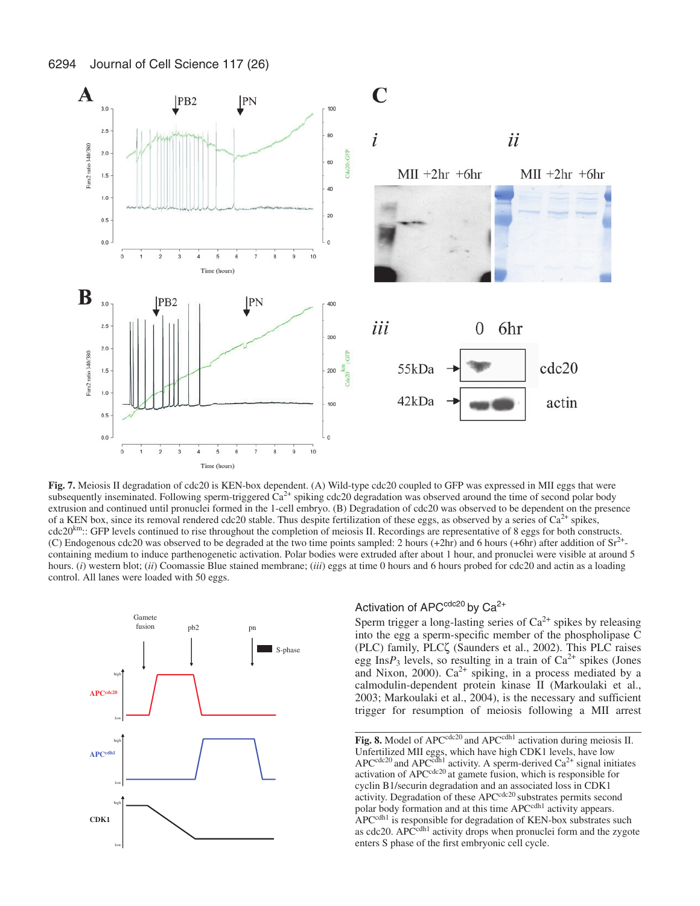**Fig. 7.** Meiosis II degradation of cdc20 is KEN-box dependent. (A) Wild-type cdc20 coupled to GFP was expressed in MII eggs that were subsequently inseminated. Following sperm-triggered $Ca^{2+}$ spiking cdc20 degradation was observed around the time of second polar body extrusion and continued until pronuclei formed in the 1-cell embryo. (B) Degradation of cdc20 was observed to be dependent on the presence of a KEN box, since its removal rendered cdc20 stable. Thus despite fertilization of these eggs, as observed by a series of $Ca^{2+}$ spikes, $cdc20^{km}$:: GFP levels continued to rise throughout the completion of meiosis II. Recordings are representative of 8 eggs for both constructs. (C) Endogenous cdc20 was observed to be degraded at the two time points sampled: 2 hours (+2hr) and 6 hours (+6hr) after addition of $Sr^{2+}$-containing medium to induce parthenogenetic activation. Polar bodies were extruded after about 1 hour, and pronuclei were visible at around 5 hours. (*i*) western blot; (*ii*) Coomassie Blue stained membrane; (*iii*) eggs at time 0 hours and 6 hours probed for cdc20 and actin as a loading control. All lanes were loaded with 50 eggs.

**Fig. 8.** Model of $APC^{cdc20}$ and $APC^{cdh1}$ activation during meiosis II. Unfertilized MII eggs, which have high CDK1 levels, have low $APC^{cdc20}$ and $APC^{cdh1}$ activity. A sperm-derived $Ca^{2+}$ signal initiates activation of $APC^{cdc20}$ at gamete fusion, which is responsible for cyclin B1/securin degradation and an associated loss in CDK1 activity. Degradation of these $APC^{cdc20}$ substrates permits second polar body formation and at this time $APC^{cdh1}$ activity appears. $APC^{cdh1}$ is responsible for degradation of KEN-box substrates such as cdc20. $APC^{cdh1}$ activity drops when pronuclei form and the zygote enters S phase of the first embryonic cell cycle.

### Activation of $APC^{cdc20}$ by $Ca^{2+}$

Sperm trigger a long-lasting series of $Ca^{2+}$ spikes by releasing into the egg a sperm-specific member of the phospholipase C (PLC) family, PLCζ (Saunders et al., 2002). This PLC raises egg Ins$P_3$ levels, so resulting in a train of $Ca^{2+}$ spikes (Jones and Nixon, 2000). $Ca^{2+}$ spiking, in a process mediated by a calmodulin-dependent protein kinase II (Markoulaki et al., 2003; Markoulaki et al., 2004), is the necessary and sufficient trigger for resumption of meiosis following a MII arrest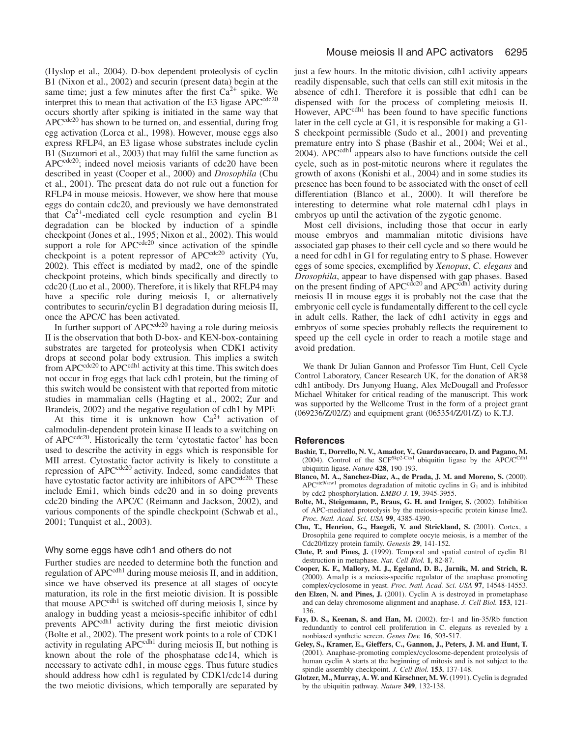(Hyslop et al., 2004). D-box dependent proteolysis of cyclin B1 (Nixon et al., 2002) and securin (present data) begin at the same time; just a few minutes after the first $Ca^{2+}$ spike. We interpret this to mean that activation of the E3 ligase $APC^{cdc20}$ occurs shortly after spiking is initiated in the same way that $APC^{cdc20}$ has shown to be turned on, and essential, during frog egg activation (Lorca et al., 1998). However, mouse eggs also express RFLP4, an E3 ligase whose substrates include cyclin B1 (Suzumori et al., 2003) that may fulfil the same function as $APC^{cdc20}$; indeed novel meiosis variants of cdc20 have been described in yeast (Cooper et al., 2000) and *Drosophila* (Chu et al., 2001). The present data do not rule out a function for RFLP4 in mouse meiosis. However, we show here that mouse eggs do contain cdc20, and previously we have demonstrated that $Ca^{2+}$-mediated cell cycle resumption and cyclin B1 degradation can be blocked by induction of a spindle checkpoint (Jones et al., 1995; Nixon et al., 2002). This would support a role for $APC^{cdc20}$ since activation of the spindle checkpoint is a potent repressor of $APC^{cdc20}$ activity (Yu, 2002). This effect is mediated by mad2, one of the spindle checkpoint proteins, which binds specifically and directly to cdc20 (Luo et al., 2000). Therefore, it is likely that RFLP4 may have a specific role during meiosis I, or alternatively contributes to securin/cyclin B1 degradation during meiosis II, once the APC/C has been activated.

In further support of $APC^{cdc20}$ having a role during meiosis II is the observation that both D-box- and KEN-box-containing substrates are targeted for proteolysis when CDK1 activity drops at second polar body extrusion. This implies a switch from $APC^{cdc20}$ to $APC^{cdh1}$ activity at this time. This switch does not occur in frog eggs that lack cdh1 protein, but the timing of this switch would be consistent with that reported from mitotic studies in mammalian cells (Hagting et al., 2002; Zur and Brandeis, 2002) and the negative regulation of cdh1 by MPF.

At this time it is unknown how $Ca^{2+}$ activation of calmodulin-dependent protein kinase II leads to a switching on of $APC^{cdc20}$. Historically the term 'cytostatic factor' has been used to describe the activity in eggs which is responsible for MII arrest. Cytostatic factor activity is likely to constitute a repression of $APC^{cdc20}$ activity. Indeed, some candidates that have cytostatic factor activity are inhibitors of $APC^{cdc20}$. These include Emi1, which binds cdc20 and in so doing prevents cdc20 binding the APC/C (Reimann and Jackson, 2002), and various components of the spindle checkpoint (Schwab et al., 2001; Tunquist et al., 2003).

### Why some eggs have cdh1 and others do not

Further studies are needed to determine both the function and regulation of $APC^{cdh1}$ during mouse meiosis II, and in addition, since we have observed its presence at all stages of oocyte maturation, its role in the first meiotic division. It is possible that mouse $APC^{cdh1}$ is switched off during meiosis I, since by analogy in budding yeast a meiosis-specific inhibitor of cdh1 prevents $APC^{cdh1}$ activity during the first meiotic division (Bolte et al., 2002). The present work points to a role of CDK1 activity in regulating $APC^{cdh1}$ during meiosis II, but nothing is known about the role of the phosphatase cdc14, which is necessary to activate cdh1, in mouse eggs. Thus future studies should address how cdh1 is regulated by CDK1/cdc14 during the two meiotic divisions, which temporally are separated by just a few hours. In the mitotic division, cdh1 activity appears readily dispensable, such that cells can still exit mitosis in the absence of cdh1. Therefore it is possible that cdh1 can be dispensed with for the process of completing meiosis II. However, $APC^{cdh1}$ has been found to have specific functions later in the cell cycle at G1, it is responsible for making a G1-S checkpoint permissible (Sudo et al., 2001) and preventing premature entry into S phase (Bashir et al., 2004; Wei et al., 2004). $APC^{cdh1}$ appears also to have functions outside the cell cycle, such as in post-mitotic neurons where it regulates the growth of axons (Konishi et al., 2004) and in some studies its presence has been found to be associated with the onset of cell differentiation (Blanco et al., 2000). It will therefore be interesting to determine what role maternal cdh1 plays in embryos up until the activation of the zygotic genome.

Most cell divisions, including those that occur in early mouse embryos and mammalian mitotic divisions have associated gap phases to their cell cycle and so there would be a need for cdh1 in G1 for regulating entry to S phase. However eggs of some species, exemplified by *Xenopus*, *C. elegans* and *Drosophila*, appear to have dispensed with gap phases. Based on the present finding of $APC^{cdc20}$ and $APC^{cdh1}$ activity during meiosis II in mouse eggs it is probably not the case that the embryonic cell cycle is fundamentally different to the cell cycle in adult cells. Rather, the lack of cdh1 activity in eggs and embryos of some species probably reflects the requirement to speed up the cell cycle in order to reach a motile stage and avoid predation.

We thank Dr Julian Gannon and Professor Tim Hunt, Cell Cycle Control Laboratory, Cancer Research UK, for the donation of AR38 cdh1 antibody. Drs Junyong Huang, Alex McDougall and Professor Michael Whitaker for critical reading of the manuscript. This work was supported by the Wellcome Trust in the form of a project grant (069236/Z/02/Z) and equipment grant (065354/Z/01/Z) to K.T.J.

## References

**Bashir, T., Dorrello, N. V., Amador, V., Guardavaccaro, D. and Pagano, M.** (2004). Control of the $SCF^{Skp2\text{-}Cks1}$ ubiquitin ligase by the $APC/C^{Cdh1}$ ubiquitin ligase. *Nature* **428**, 190-193.

**Blanco, M. A., Sanchez-Diaz, A., de Prada, J. M. and Moreno, S.** (2000). $APC^{ste9/srw1}$ promotes degradation of mitotic cyclins in $G_1$ and is inhibited by cdc2 phosphorylation. *EMBO J.* **19**, 3945-3955.

**Bolte, M., Steigemann, P., Braus, G. H. and Irniger, S.** (2002). Inhibition of APC-mediated proteolysis by the meiosis-specific protein kinase Ime2. *Proc. Natl. Acad. Sci. USA* **99**, 4385-4390.

**Chu, T., Henrion, G., Haegeli, V. and Strickland, S.** (2001). Cortex, a Drosophila gene required to complete oocyte meiosis, is a member of the Cdc20/fizzy protein family. *Genesis* **29**, 141-152.

**Clute, P. and Pines, J.** (1999). Temporal and spatial control of cyclin B1 destruction in metaphase. *Nat. Cell Biol.* **1**, 82-87.

**Cooper, K. F., Mallory, M. J., Egeland, D. B., Jarnik, M. and Strich, R.** (2000). Ama1p is a meiosis-specific regulator of the anaphase promoting complex/cyclosome in yeast. *Proc. Natl. Acad. Sci. USA* **97**, 14548-14553.

**den Elzen, N. and Pines, J.** (2001). Cyclin A is destroyed in prometaphase and can delay chromosome alignment and anaphase. *J. Cell Biol.* **153**, 121-136.

**Fay, D. S., Keenan, S. and Han, M.** (2002). fzr-1 and lin-35/Rb function redundantly to control cell proliferation in C. elegans as revealed by a nonbiased synthetic screen. *Genes Dev.* **16**, 503-517.

**Geley, S., Kramer, E., Gieffers, C., Gannon, J., Peters, J. M. and Hunt, T.** (2001). Anaphase-promoting complex/cyclosome-dependent proteolysis of human cyclin A starts at the beginning of mitosis and is not subject to the spindle assembly checkpoint. *J. Cell Biol.* **153**, 137-148.

**Glotzer, M., Murray, A. W. and Kirschner, M. W.** (1991). Cyclin is degraded by the ubiquitin pathway. *Nature* **349**, 132-138.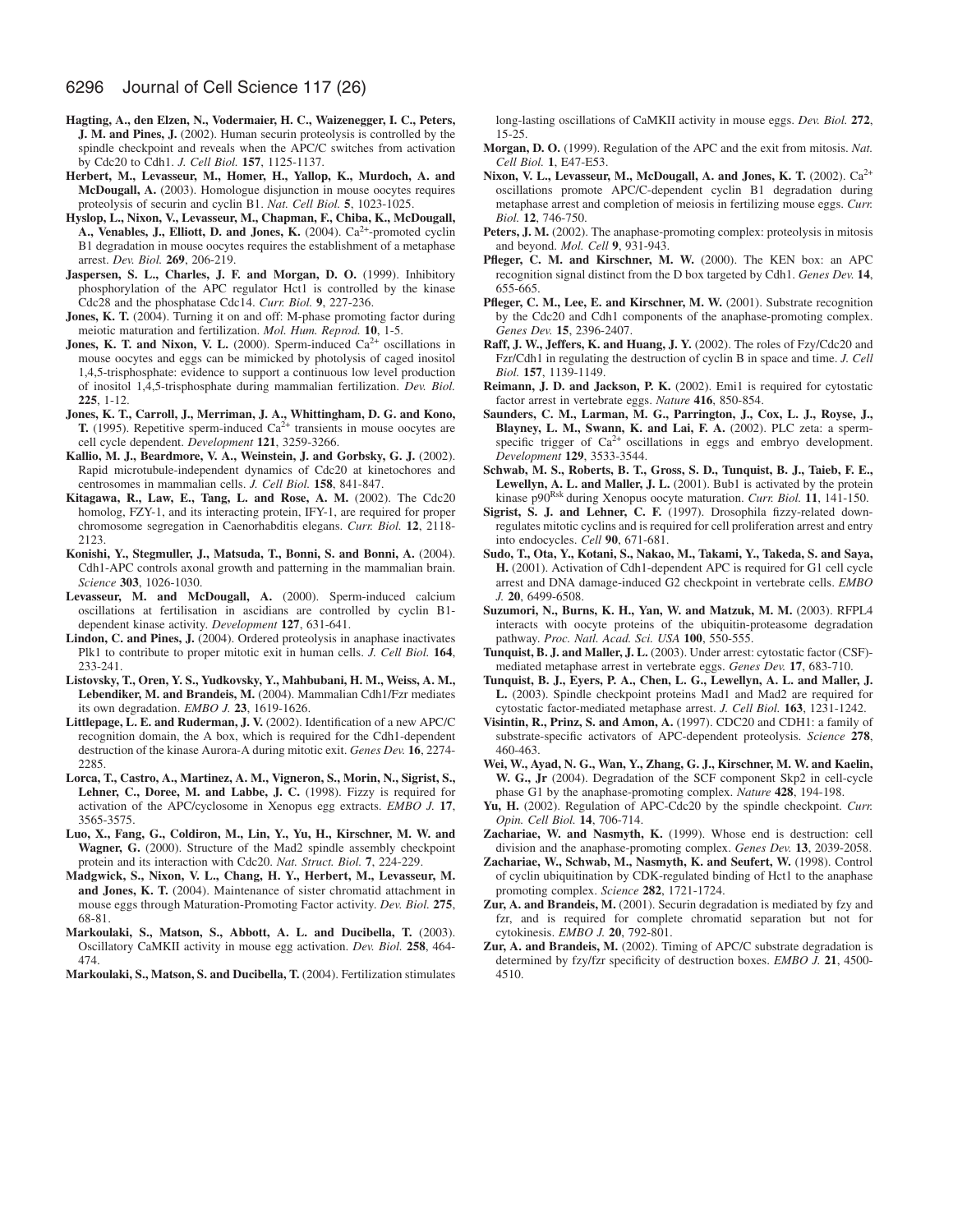**Hagting, A., den Elzen, N., Vodermaier, H. C., Waizenegger, I. C., Peters, J. M. and Pines, J.** (2002). Human securin proteolysis is controlled by the spindle checkpoint and reveals when the APC/C switches from activation by Cdc20 to Cdh1. *J. Cell Biol.* **157**, 1125-1137.

**Herbert, M., Levasseur, M., Homer, H., Yallop, K., Murdoch, A. and McDougall, A.** (2003). Homologue disjunction in mouse oocytes requires proteolysis of securin and cyclin B1. *Nat. Cell Biol.* **5**, 1023-1025.

**Hyslop, L., Nixon, V., Levasseur, M., Chapman, F., Chiba, K., McDougall, A., Venables, J., Elliott, D. and Jones, K.** (2004). $Ca^{2+}$-promoted cyclin B1 degradation in mouse oocytes requires the establishment of a metaphase arrest. *Dev. Biol.* **269**, 206-219.

**Jaspersen, S. L., Charles, J. F. and Morgan, D. O.** (1999). Inhibitory phosphorylation of the APC regulator Hct1 is controlled by the kinase Cdc28 and the phosphatase Cdc14. *Curr. Biol.* **9**, 227-236.

**Jones, K. T.** (2004). Turning it on and off: M-phase promoting factor during meiotic maturation and fertilization. *Mol. Hum. Reprod.* **10**, 1-5.

**Jones, K. T. and Nixon, V. L.** (2000). Sperm-induced $Ca^{2+}$ oscillations in mouse oocytes and eggs can be mimicked by photolysis of caged inositol 1,4,5-trisphosphate: evidence to support a continuous low level production of inositol 1,4,5-trisphosphate during mammalian fertilization. *Dev. Biol.* **225**, 1-12.

**Jones, K. T., Carroll, J., Merriman, J. A., Whittingham, D. G. and Kono, T.** (1995). Repetitive sperm-induced $Ca^{2+}$ transients in mouse oocytes are cell cycle dependent. *Development* **121**, 3259-3266.

**Kallio, M. J., Beardmore, V. A., Weinstein, J. and Gorbsky, G. J.** (2002). Rapid microtubule-independent dynamics of Cdc20 at kinetochores and centrosomes in mammalian cells. *J. Cell Biol.* **158**, 841-847.

**Kitagawa, R., Law, E., Tang, L. and Rose, A. M.** (2002). The Cdc20 homolog, FZY-1, and its interacting protein, IFY-1, are required for proper chromosome segregation in Caenorhabditis elegans. *Curr. Biol.* **12**, 2118-2123.

**Konishi, Y., Stegmuller, J., Matsuda, T., Bonni, S. and Bonni, A.** (2004). Cdh1-APC controls axonal growth and patterning in the mammalian brain. *Science* **303**, 1026-1030.

**Levasseur, M. and McDougall, A.** (2000). Sperm-induced calcium oscillations at fertilisation in ascidians are controlled by cyclin B1-dependent kinase activity. *Development* **127**, 631-641.

**Lindon, C. and Pines, J.** (2004). Ordered proteolysis in anaphase inactivates Plk1 to contribute to proper mitotic exit in human cells. *J. Cell Biol.* **164**, 233-241.

**Listovsky, T., Oren, Y. S., Yudkovsky, Y., Mahbubani, H. M., Weiss, A. M., Lebendiker, M. and Brandeis, M.** (2004). Mammalian Cdh1/Fzr mediates its own degradation. *EMBO J.* **23**, 1619-1626.

**Littlepage, L. E. and Ruderman, J. V.** (2002). Identification of a new APC/C recognition domain, the A box, which is required for the Cdh1-dependent destruction of the kinase Aurora-A during mitotic exit. *Genes Dev.* **16**, 2274-2285.

**Lorca, T., Castro, A., Martinez, A. M., Vigneron, S., Morin, N., Sigrist, S., Lehner, C., Doree, M. and Labbe, J. C.** (1998). Fizzy is required for activation of the APC/cyclosome in Xenopus egg extracts. *EMBO J.* **17**, 3565-3575.

**Luo, X., Fang, G., Coldiron, M., Lin, Y., Yu, H., Kirschner, M. W. and Wagner, G.** (2000). Structure of the Mad2 spindle assembly checkpoint protein and its interaction with Cdc20. *Nat. Struct. Biol.* **7**, 224-229.

**Madgwick, S., Nixon, V. L., Chang, H. Y., Herbert, M., Levasseur, M. and Jones, K. T.** (2004). Maintenance of sister chromatid attachment in mouse eggs through Maturation-Promoting Factor activity. *Dev. Biol.* **275**, 68-81.

**Markoulaki, S., Matson, S., Abbott, A. L. and Ducibella, T.** (2003). Oscillatory CaMKII activity in mouse egg activation. *Dev. Biol.* **258**, 464-474.

**Markoulaki, S., Matson, S. and Ducibella, T.** (2004). Fertilization stimulates long-lasting oscillations of CaMKII activity in mouse eggs. *Dev. Biol.* **272**, 15-25.

**Morgan, D. O.** (1999). Regulation of the APC and the exit from mitosis. *Nat. Cell Biol.* **1**, E47-E53.

**Nixon, V. L., Levasseur, M., McDougall, A. and Jones, K. T.** (2002). $Ca^{2+}$ oscillations promote APC/C-dependent cyclin B1 degradation during metaphase arrest and completion of meiosis in fertilizing mouse eggs. *Curr. Biol.* **12**, 746-750.

**Peters, J. M.** (2002). The anaphase-promoting complex: proteolysis in mitosis and beyond. *Mol. Cell* **9**, 931-943.

**Pfleger, C. M. and Kirschner, M. W.** (2000). The KEN box: an APC recognition signal distinct from the D box targeted by Cdh1. *Genes Dev.* **14**, 655-665.

**Pfleger, C. M., Lee, E. and Kirschner, M. W.** (2001). Substrate recognition by the Cdc20 and Cdh1 components of the anaphase-promoting complex. *Genes Dev.* **15**, 2396-2407.

**Raff, J. W., Jeffers, K. and Huang, J. Y.** (2002). The roles of Fzy/Cdc20 and Fzr/Cdh1 in regulating the destruction of cyclin B in space and time. *J. Cell Biol.* **157**, 1139-1149.

**Reimann, J. D. and Jackson, P. K.** (2002). Emi1 is required for cytostatic factor arrest in vertebrate eggs. *Nature* **416**, 850-854.

**Saunders, C. M., Larman, M. G., Parrington, J., Cox, L. J., Royse, J., Blayney, L. M., Swann, K. and Lai, F. A.** (2002). PLC zeta: a sperm-specific trigger of $Ca^{2+}$ oscillations in eggs and embryo development. *Development* **129**, 3533-3544.

**Schwab, M. S., Roberts, B. T., Gross, S. D., Tunquist, B. J., Taieb, F. E., Lewellyn, A. L. and Maller, J. L.** (2001). Bub1 is activated by the protein kinase p90[Rsk] during Xenopus oocyte maturation. *Curr. Biol.* **11**, 141-150.

**Sigrist, S. J. and Lehner, C. F.** (1997). Drosophila fizzy-related down-regulates mitotic cyclins and is required for cell proliferation arrest and entry into endocycles. *Cell* **90**, 671-681.

**Sudo, T., Ota, Y., Kotani, S., Nakao, M., Takami, Y., Takeda, S. and Saya, H.** (2001). Activation of Cdh1-dependent APC is required for G1 cell cycle arrest and DNA damage-induced G2 checkpoint in vertebrate cells. *EMBO J.* **20**, 6499-6508.

**Suzumori, N., Burns, K. H., Yan, W. and Matzuk, M. M.** (2003). RFPL4 interacts with oocyte proteins of the ubiquitin-proteasome degradation pathway. *Proc. Natl. Acad. Sci. USA* **100**, 550-555.

**Tunquist, B. J. and Maller, J. L.** (2003). Under arrest: cytostatic factor (CSF)-mediated metaphase arrest in vertebrate eggs. *Genes Dev.* **17**, 683-710.

**Tunquist, B. J., Eyers, P. A., Chen, L. G., Lewellyn, A. L. and Maller, J. L.** (2003). Spindle checkpoint proteins Mad1 and Mad2 are required for cytostatic factor-mediated metaphase arrest. *J. Cell Biol.* **163**, 1231-1242.

**Visintin, R., Prinz, S. and Amon, A.** (1997). CDC20 and CDH1: a family of substrate-specific activators of APC-dependent proteolysis. *Science* **278**, 460-463.

**Wei, W., Ayad, N. G., Wan, Y., Zhang, G. J., Kirschner, M. W. and Kaelin, W. G., Jr** (2004). Degradation of the SCF component Skp2 in cell-cycle phase G1 by the anaphase-promoting complex. *Nature* **428**, 194-198.

**Yu, H.** (2002). Regulation of APC-Cdc20 by the spindle checkpoint. *Curr. Opin. Cell Biol.* **14**, 706-714.

**Zachariae, W. and Nasmyth, K.** (1999). Whose end is destruction: cell division and the anaphase-promoting complex. *Genes Dev.* **13**, 2039-2058.

**Zachariae, W., Schwab, M., Nasmyth, K. and Seufert, W.** (1998). Control of cyclin ubiquitination by CDK-regulated binding of Hct1 to the anaphase promoting complex. *Science* **282**, 1721-1724.

**Zur, A. and Brandeis, M.** (2001). Securin degradation is mediated by fzy and fzr, and is required for complete chromatid separation but not for cytokinesis. *EMBO J.* **20**, 792-801.

**Zur, A. and Brandeis, M.** (2002). Timing of APC/C substrate degradation is determined by fzy/fzr specificity of destruction boxes. *EMBO J.* **21**, 4500-4510.